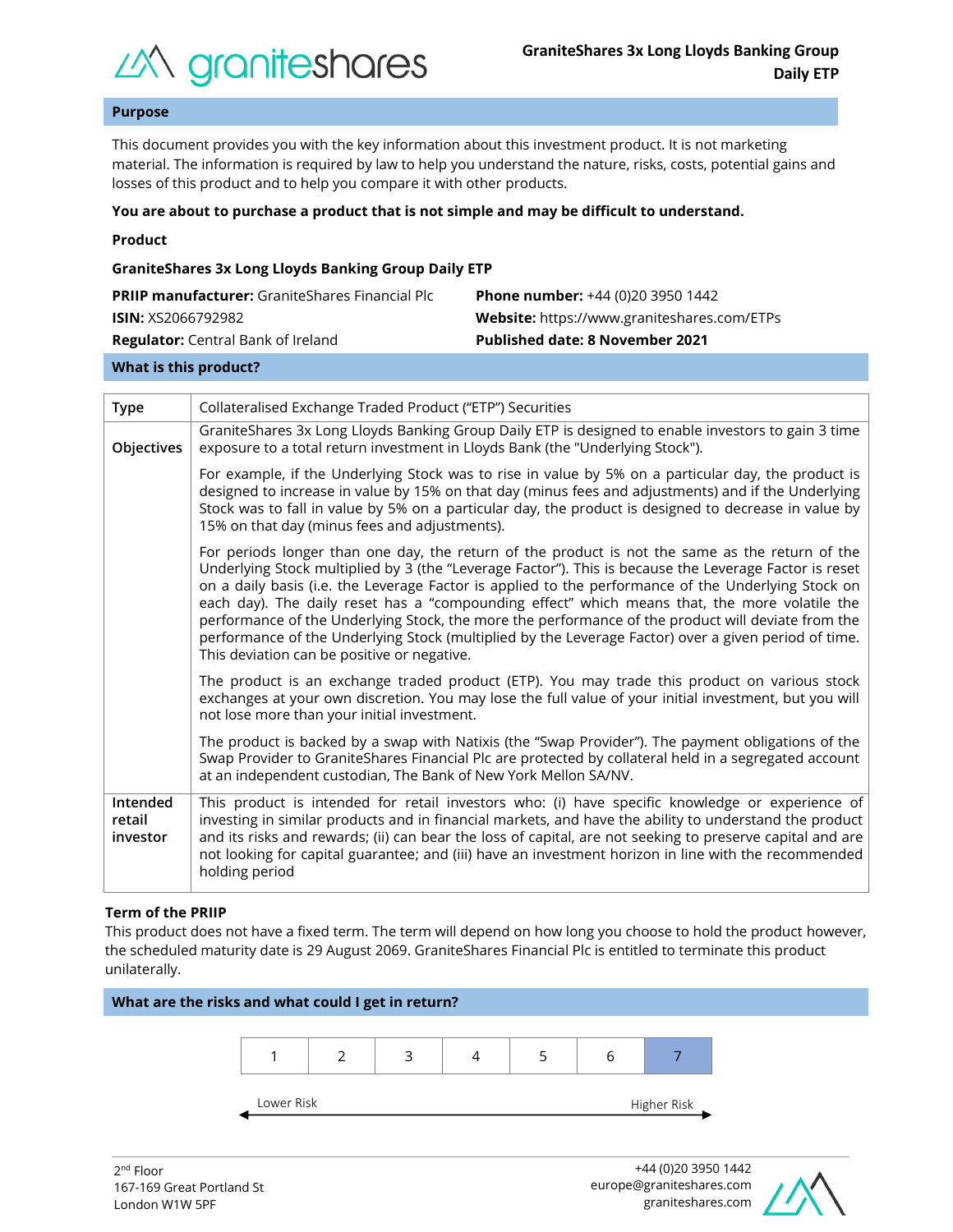# GraniteShares 3x Long Lloyds Banking Group Daily ETP

## Purpose

This document provides you with the key information about this investment product. It is not marketing material. The information is required by law to help you understand the nature, risks, costs, potential gains and losses of this product and to help you compare it with other products.

**You are about to purchase a product that is not simple and may be difficult to understand.**

**Product**

**GraniteShares 3x Long Lloyds Banking Group Daily ETP**

**PRIIP manufacturer:** GraniteShares Financial Plc
**ISIN:** XS2066792982
**Regulator:** Central Bank of Ireland

**Phone number:** +44 (0)20 3950 1442
**Website:** https://www.graniteshares.com/ETPs
**Published date: 8 November 2021**

## What is this product?

| | |
|---|---|
| **Type** | Collateralised Exchange Traded Product ("ETP") Securities |
| **Objectives** | GraniteShares 3x Long Lloyds Banking Group Daily ETP is designed to enable investors to gain 3 time exposure to a total return investment in Lloyds Bank (the "Underlying Stock").<br><br>For example, if the Underlying Stock was to rise in value by 5% on a particular day, the product is designed to increase in value by 15% on that day (minus fees and adjustments) and if the Underlying Stock was to fall in value by 5% on a particular day, the product is designed to decrease in value by 15% on that day (minus fees and adjustments).<br><br>For periods longer than one day, the return of the product is not the same as the return of the Underlying Stock multiplied by 3 (the "Leverage Factor"). This is because the Leverage Factor is reset on a daily basis (i.e. the Leverage Factor is applied to the performance of the Underlying Stock on each day). The daily reset has a "compounding effect" which means that, the more volatile the performance of the Underlying Stock, the more the performance of the product will deviate from the performance of the Underlying Stock (multiplied by the Leverage Factor) over a given period of time. This deviation can be positive or negative.<br><br>The product is an exchange traded product (ETP). You may trade this product on various stock exchanges at your own discretion. You may lose the full value of your initial investment, but you will not lose more than your initial investment.<br><br>The product is backed by a swap with Natixis (the "Swap Provider"). The payment obligations of the Swap Provider to GraniteShares Financial Plc are protected by collateral held in a segregated account at an independent custodian, The Bank of New York Mellon SA/NV. |
| **Intended retail investor** | This product is intended for retail investors who: (i) have specific knowledge or experience of investing in similar products and in financial markets, and have the ability to understand the product and its risks and rewards; (ii) can bear the loss of capital, are not seeking to preserve capital and are not looking for capital guarantee; and (iii) have an investment horizon in line with the recommended holding period |

**Term of the PRIIP**

This product does not have a fixed term. The term will depend on how long you choose to hold the product however, the scheduled maturity date is 29 August 2069. GraniteShares Financial Plc is entitled to terminate this product unilaterally.

## What are the risks and what could I get in return?

| 1 | 2 | 3 | 4 | 5 | 6 | **7** |
|---|---|---|---|---|---|---|

Lower Risk ← → Higher Risk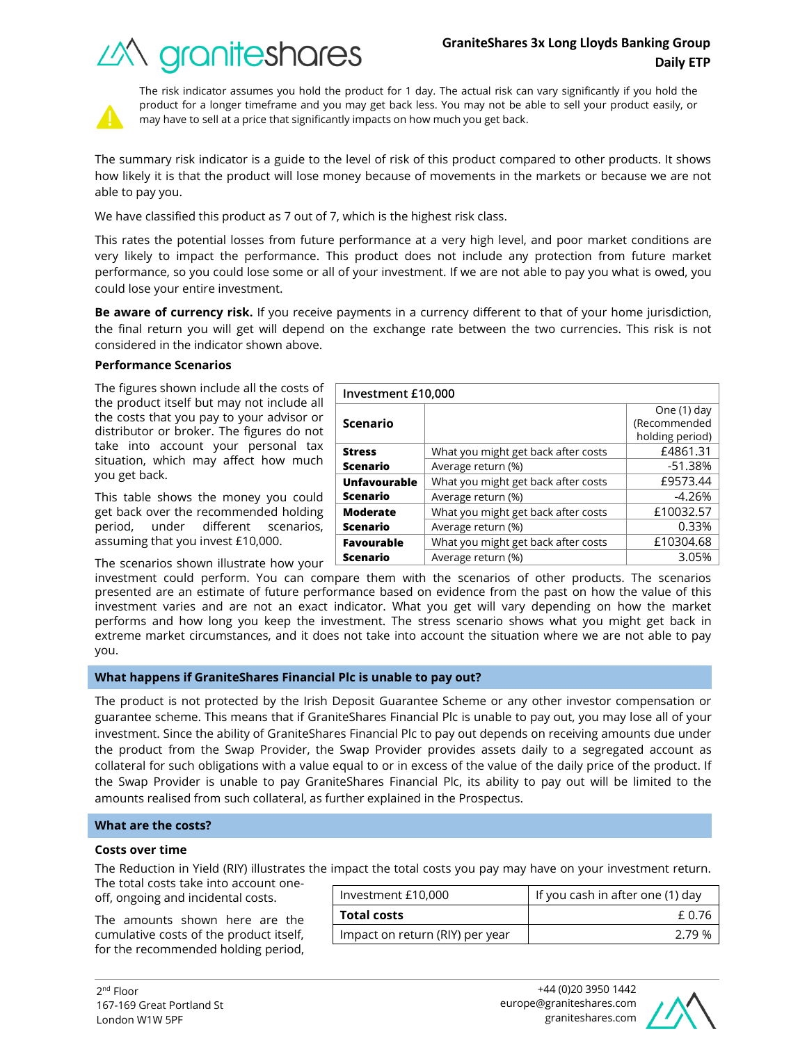The risk indicator assumes you hold the product for 1 day. The actual risk can vary significantly if you hold the product for a longer timeframe and you may get back less. You may not be able to sell your product easily, or may have to sell at a price that significantly impacts on how much you get back.

The summary risk indicator is a guide to the level of risk of this product compared to other products. It shows how likely it is that the product will lose money because of movements in the markets or because we are not able to pay you.

We have classified this product as 7 out of 7, which is the highest risk class.

This rates the potential losses from future performance at a very high level, and poor market conditions are very likely to impact the performance. This product does not include any protection from future market performance, so you could lose some or all of your investment. If we are not able to pay you what is owed, you could lose your entire investment.

**Be aware of currency risk.** If you receive payments in a currency different to that of your home jurisdiction, the final return you will get will depend on the exchange rate between the two currencies. This risk is not considered in the indicator shown above.

**Performance Scenarios**

The figures shown include all the costs of the product itself but may not include all the costs that you pay to your advisor or distributor or broker. The figures do not take into account your personal tax situation, which may affect how much you get back.

This table shows the money you could get back over the recommended holding period, under different scenarios, assuming that you invest £10,000.

| Investment £10,000 | | |
|---|---|---|
| **Scenario** | | One (1) day (Recommended holding period) |
| **Stress Scenario** | What you might get back after costs | £4861.31 |
| | Average return (%) | -51.38% |
| **Unfavourable Scenario** | What you might get back after costs | £9573.44 |
| | Average return (%) | -4.26% |
| **Moderate Scenario** | What you might get back after costs | £10032.57 |
| | Average return (%) | 0.33% |
| **Favourable Scenario** | What you might get back after costs | £10304.68 |
| | Average return (%) | 3.05% |

The scenarios shown illustrate how your investment could perform. You can compare them with the scenarios of other products. The scenarios presented are an estimate of future performance based on evidence from the past on how the value of this investment varies and are not an exact indicator. What you get will vary depending on how the market performs and how long you keep the investment. The stress scenario shows what you might get back in extreme market circumstances, and it does not take into account the situation where we are not able to pay you.

## What happens if GraniteShares Financial Plc is unable to pay out?

The product is not protected by the Irish Deposit Guarantee Scheme or any other investor compensation or guarantee scheme. This means that if GraniteShares Financial Plc is unable to pay out, you may lose all of your investment. Since the ability of GraniteShares Financial Plc to pay out depends on receiving amounts due under the product from the Swap Provider, the Swap Provider provides assets daily to a segregated account as collateral for such obligations with a value equal to or in excess of the value of the daily price of the product. If the Swap Provider is unable to pay GraniteShares Financial Plc, its ability to pay out will be limited to the amounts realised from such collateral, as further explained in the Prospectus.

## What are the costs?

**Costs over time**

The Reduction in Yield (RIY) illustrates the impact the total costs you pay may have on your investment return. The total costs take into account one-off, ongoing and incidental costs.

The amounts shown here are the cumulative costs of the product itself, for the recommended holding period,

| Investment £10,000 | If you cash in after one (1) day |
|---|---|
| **Total costs** | £ 0.76 |
| Impact on return (RIY) per year | 2.79 % |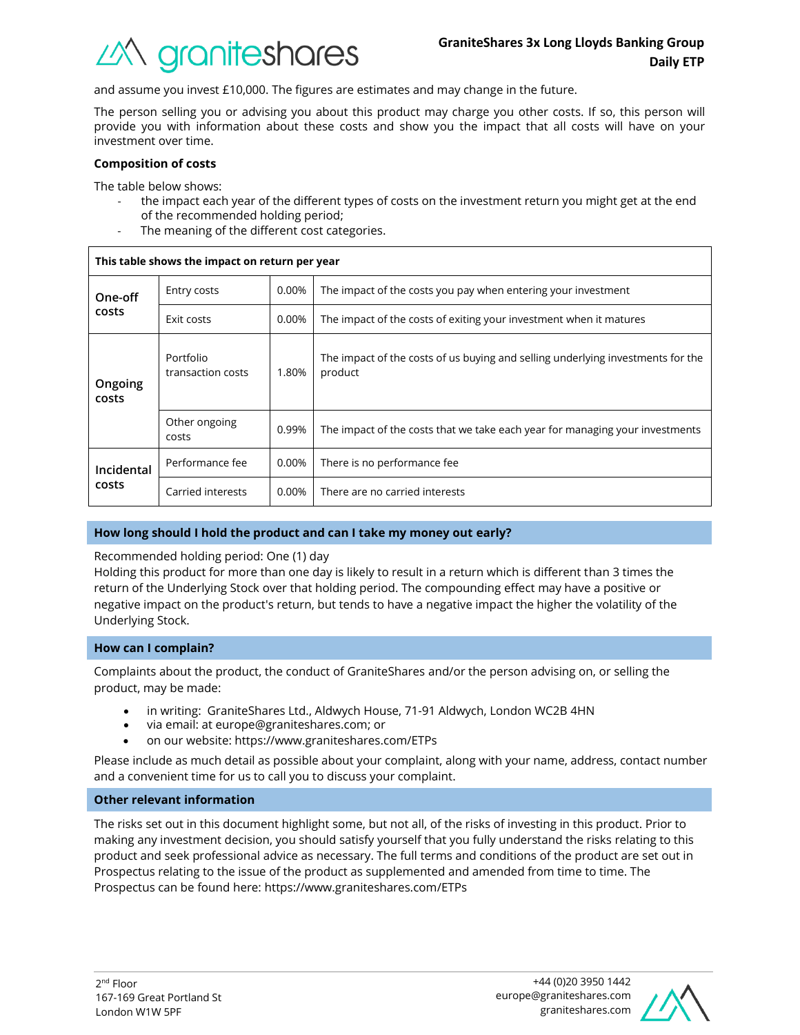and assume you invest £10,000. The figures are estimates and may change in the future.

The person selling you or advising you about this product may charge you other costs. If so, this person will provide you with information about these costs and show you the impact that all costs will have on your investment over time.

**Composition of costs**

The table below shows:

- the impact each year of the different types of costs on the investment return you might get at the end of the recommended holding period;
- The meaning of the different cost categories.

| This table shows the impact on return per year | | | |
|---|---|---|---|
| One-off costs | Entry costs | 0.00% | The impact of the costs you pay when entering your investment |
| | Exit costs | 0.00% | The impact of the costs of exiting your investment when it matures |
| Ongoing costs | Portfolio transaction costs | 1.80% | The impact of the costs of us buying and selling underlying investments for the product |
| | Other ongoing costs | 0.99% | The impact of the costs that we take each year for managing your investments |
| Incidental costs | Performance fee | 0.00% | There is no performance fee |
| | Carried interests | 0.00% | There are no carried interests |

## How long should I hold the product and can I take my money out early?

Recommended holding period: One (1) day
Holding this product for more than one day is likely to result in a return which is different than 3 times the return of the Underlying Stock over that holding period. The compounding effect may have a positive or negative impact on the product's return, but tends to have a negative impact the higher the volatility of the Underlying Stock.

## How can I complain?

Complaints about the product, the conduct of GraniteShares and/or the person advising on, or selling the product, may be made:

- in writing: GraniteShares Ltd., Aldwych House, 71-91 Aldwych, London WC2B 4HN
- via email: at europe@graniteshares.com; or
- on our website: https://www.graniteshares.com/ETPs

Please include as much detail as possible about your complaint, along with your name, address, contact number and a convenient time for us to call you to discuss your complaint.

## Other relevant information

The risks set out in this document highlight some, but not all, of the risks of investing in this product. Prior to making any investment decision, you should satisfy yourself that you fully understand the risks relating to this product and seek professional advice as necessary. The full terms and conditions of the product are set out in Prospectus relating to the issue of the product as supplemented and amended from time to time. The Prospectus can be found here: https://www.graniteshares.com/ETPs